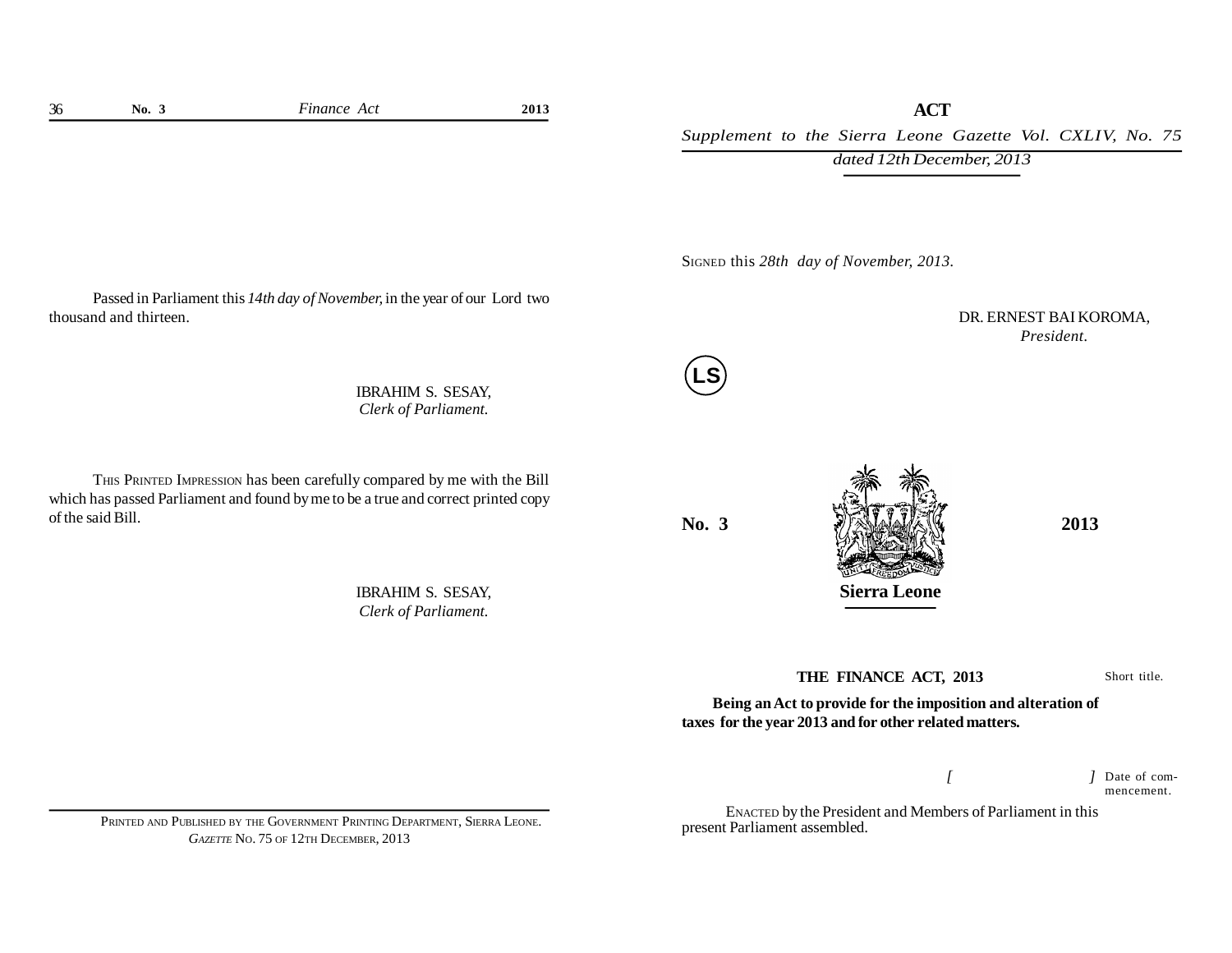Passed in Parliament this *14th day of November,* in the year of our Lord two thousand and thirteen.

IBRAHIM S. SESAY,
*Clerk of Parliament.*

THIS PRINTED IMPRESSION has been carefully compared by me with the Bill which has passed Parliament and found by me to be a true and correct printed copy of the said Bill.

IBRAHIM S. SESAY,
*Clerk of Parliament.*

PRINTED AND PUBLISHED BY THE GOVERNMENT PRINTING DEPARTMENT, SIERRA LEONE.
*GAZETTE* NO. 75 OF 12TH DECEMBER, 2013

**ACT**

*Supplement to the Sierra Leone Gazette Vol. CXLIV, No. 75 dated 12th December, 2013*

SIGNED this *28th day of November, 2013.*

DR. ERNEST BAI KOROMA,
*President.*

LS

**No. 3** **2013**

**Sierra Leone**

**THE FINANCE ACT, 2013** — Short title.

**Being an Act to provide for the imposition and alteration of taxes for the year 2013 and for other related matters.**

[ ] Date of commencement.

ENACTED by the President and Members of Parliament in this present Parliament assembled.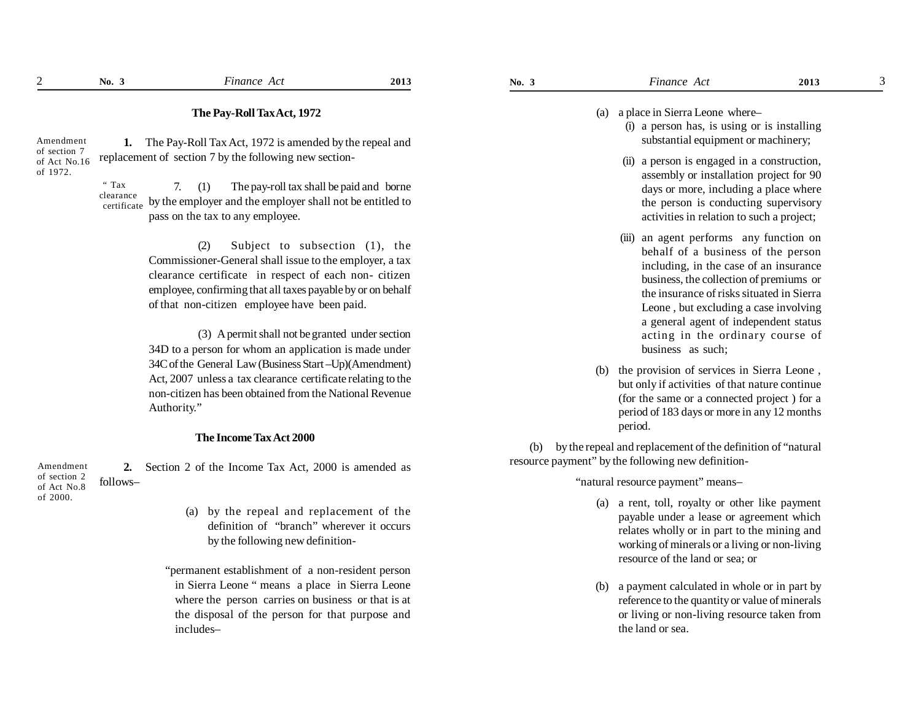## The Pay-Roll Tax Act, 1972

Amendment of section 7 of Act No.16 of 1972.

**1.** The Pay-Roll Tax Act, 1972 is amended by the repeal and replacement of section 7 by the following new section-

" Tax clearance certificate

7. (1) The pay-roll tax shall be paid and borne by the employer and the employer shall not be entitled to pass on the tax to any employee.

(2) Subject to subsection (1), the Commissioner-General shall issue to the employer, a tax clearance certificate in respect of each non- citizen employee, confirming that all taxes payable by or on behalf of that non-citizen employee have been paid.

(3) A permit shall not be granted under section 34D to a person for whom an application is made under 34C of the General Law (Business Start –Up)(Amendment) Act, 2007 unless a tax clearance certificate relating to the non-citizen has been obtained from the National Revenue Authority."

## The Income Tax Act 2000

Amendment of section 2 of Act No.8 of 2000.

**2.** Section 2 of the Income Tax Act, 2000 is amended as follows–

(a) by the repeal and replacement of the definition of "branch" wherever it occurs by the following new definition-

"permanent establishment of a non-resident person in Sierra Leone " means a place in Sierra Leone where the person carries on business or that is at the disposal of the person for that purpose and includes–

(a) a place in Sierra Leone where–

(i) a person has, is using or is installing substantial equipment or machinery;

(ii) a person is engaged in a construction, assembly or installation project for 90 days or more, including a place where the person is conducting supervisory activities in relation to such a project;

(iii) an agent performs any function on behalf of a business of the person including, in the case of an insurance business, the collection of premiums or the insurance of risks situated in Sierra Leone , but excluding a case involving a general agent of independent status acting in the ordinary course of business as such;

(b) the provision of services in Sierra Leone , but only if activities of that nature continue (for the same or a connected project ) for a period of 183 days or more in any 12 months period.

(b) by the repeal and replacement of the definition of "natural resource payment" by the following new definition-

"natural resource payment" means–

(a) a rent, toll, royalty or other like payment payable under a lease or agreement which relates wholly or in part to the mining and working of minerals or a living or non-living resource of the land or sea; or

(b) a payment calculated in whole or in part by reference to the quantity or value of minerals or living or non-living resource taken from the land or sea.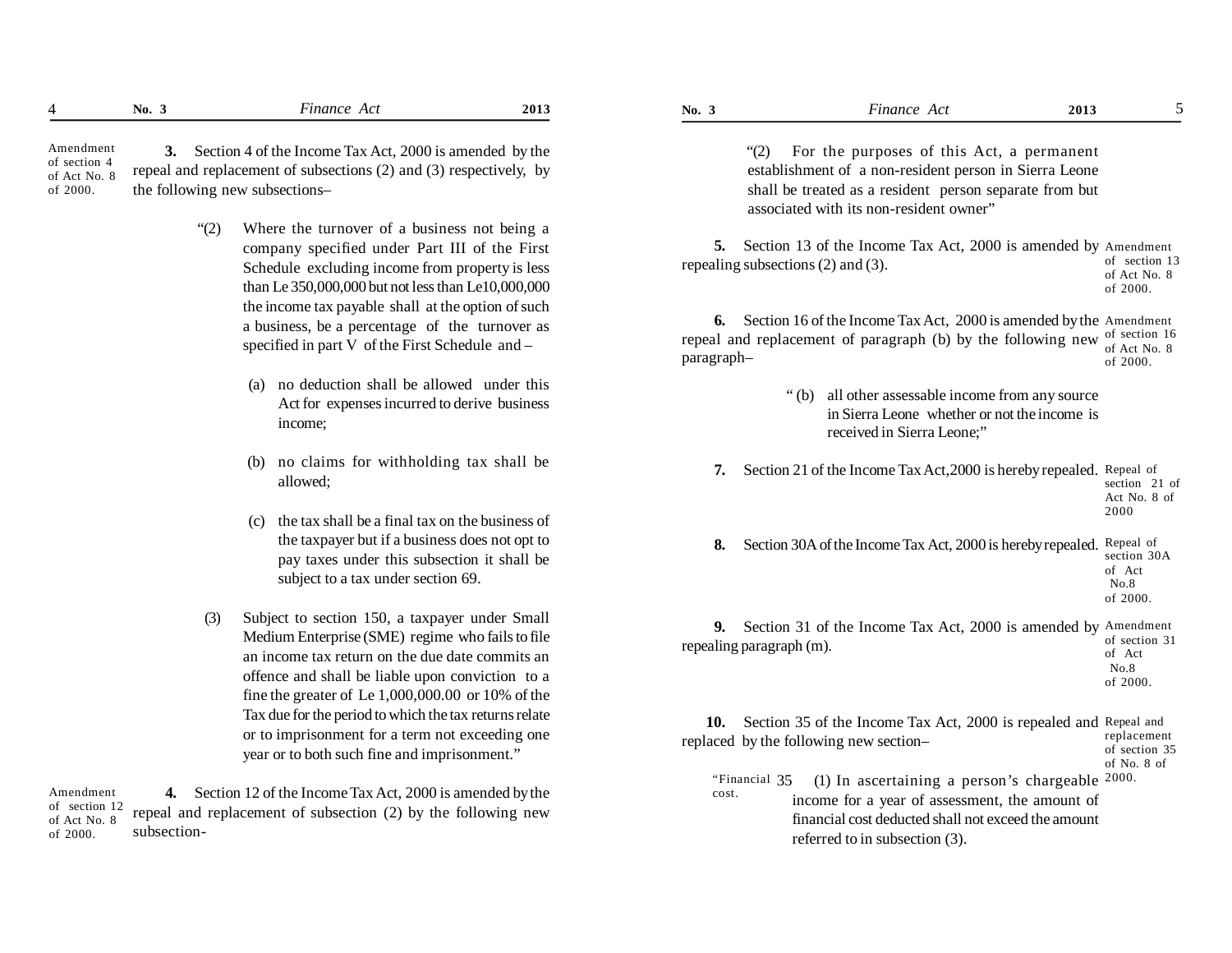*Amendment of section 4 of Act No. 8 of 2000.*

**3.** Section 4 of the Income Tax Act, 2000 is amended by the repeal and replacement of subsections (2) and (3) respectively, by the following new subsections–

> "(2) Where the turnover of a business not being a company specified under Part III of the First Schedule excluding income from property is less than Le 350,000,000 but not less than Le10,000,000 the income tax payable shall at the option of such a business, be a percentage of the turnover as specified in part V of the First Schedule and –
>
> (a) no deduction shall be allowed under this Act for expenses incurred to derive business income;
>
> (b) no claims for withholding tax shall be allowed;
>
> (c) the tax shall be a final tax on the business of the taxpayer but if a business does not opt to pay taxes under this subsection it shall be subject to a tax under section 69.
>
> (3) Subject to section 150, a taxpayer under Small Medium Enterprise (SME) regime who fails to file an income tax return on the due date commits an offence and shall be liable upon conviction to a fine the greater of Le 1,000,000.00 or 10% of the Tax due for the period to which the tax returns relate or to imprisonment for a term not exceeding one year or to both such fine and imprisonment."

*Amendment of section 12 of Act No. 8 of 2000.*

**4.** Section 12 of the Income Tax Act, 2000 is amended by the repeal and replacement of subsection (2) by the following new subsection-

> "(2) For the purposes of this Act, a permanent establishment of a non-resident person in Sierra Leone shall be treated as a resident person separate from but associated with its non-resident owner"

*Amendment of section 13 of Act No. 8 of 2000.*

**5.** Section 13 of the Income Tax Act, 2000 is amended by repealing subsections (2) and (3).

*Amendment of section 16 of Act No. 8 of 2000.*

**6.** Section 16 of the Income Tax Act, 2000 is amended by the repeal and replacement of paragraph (b) by the following new paragraph–

> " (b) all other assessable income from any source in Sierra Leone whether or not the income is received in Sierra Leone;"

*Repeal of section 21 of Act No. 8 of 2000*

**7.** Section 21 of the Income Tax Act,2000 is hereby repealed.

*Repeal of section 30A of Act No.8 of 2000.*

**8.** Section 30A of the Income Tax Act, 2000 is hereby repealed.

*Amendment of section 31 of Act No.8 of 2000.*

**9.** Section 31 of the Income Tax Act, 2000 is amended by repealing paragraph (m).

*Repeal and replacement of section 35 of No. 8 of 2000.*

**10.** Section 35 of the Income Tax Act, 2000 is repealed and replaced by the following new section–

> *"Financial cost.*
>
> 35 (1) In ascertaining a person's chargeable income for a year of assessment, the amount of financial cost deducted shall not exceed the amount referred to in subsection (3).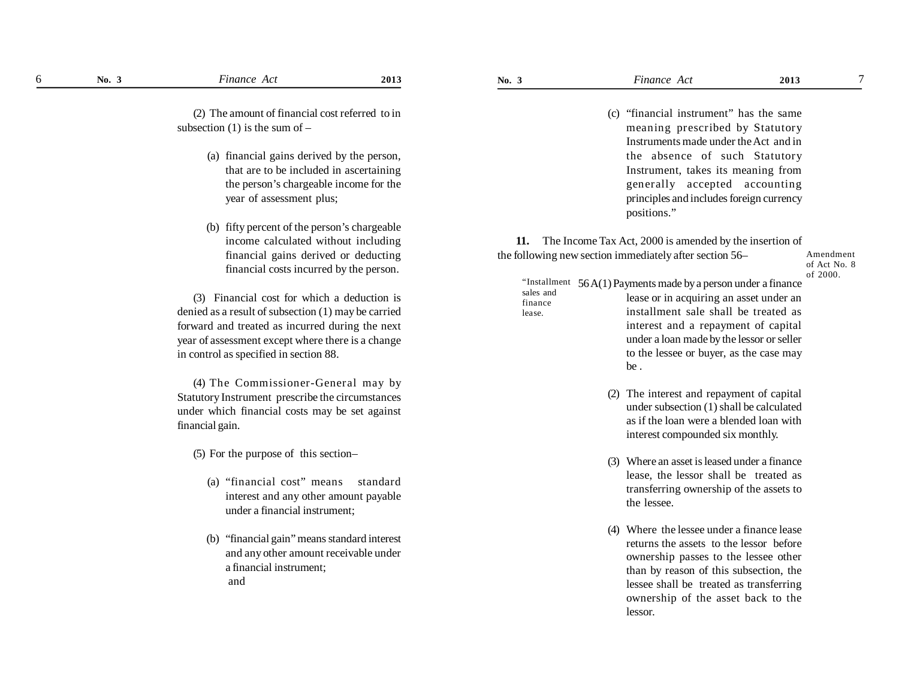(2) The amount of financial cost referred to in subsection (1) is the sum of –

(a) financial gains derived by the person, that are to be included in ascertaining the person's chargeable income for the year of assessment plus;

(b) fifty percent of the person's chargeable income calculated without including financial gains derived or deducting financial costs incurred by the person.

(3) Financial cost for which a deduction is denied as a result of subsection (1) may be carried forward and treated as incurred during the next year of assessment except where there is a change in control as specified in section 88.

(4) The Commissioner-General may by Statutory Instrument prescribe the circumstances under which financial costs may be set against financial gain.

(5) For the purpose of this section–

(a) "financial cost" means standard interest and any other amount payable under a financial instrument;

(b) "financial gain" means standard interest and any other amount receivable under a financial instrument;
and

(c) "financial instrument" has the same meaning prescribed by Statutory Instruments made under the Act and in the absence of such Statutory Instrument, takes its meaning from generally accepted accounting principles and includes foreign currency positions."

*Amendment of Act No. 8 of 2000.*

**11.** The Income Tax Act, 2000 is amended by the insertion of the following new section immediately after section 56–

*"Installment sales and finance lease.*

56A(1) Payments made by a person under a finance lease or in acquiring an asset under an installment sale shall be treated as interest and a repayment of capital under a loan made by the lessor or seller to the lessee or buyer, as the case may be .

(2) The interest and repayment of capital under subsection (1) shall be calculated as if the loan were a blended loan with interest compounded six monthly.

(3) Where an asset is leased under a finance lease, the lessor shall be treated as transferring ownership of the assets to the lessee.

(4) Where the lessee under a finance lease returns the assets to the lessor before ownership passes to the lessee other than by reason of this subsection, the lessee shall be treated as transferring ownership of the asset back to the lessor.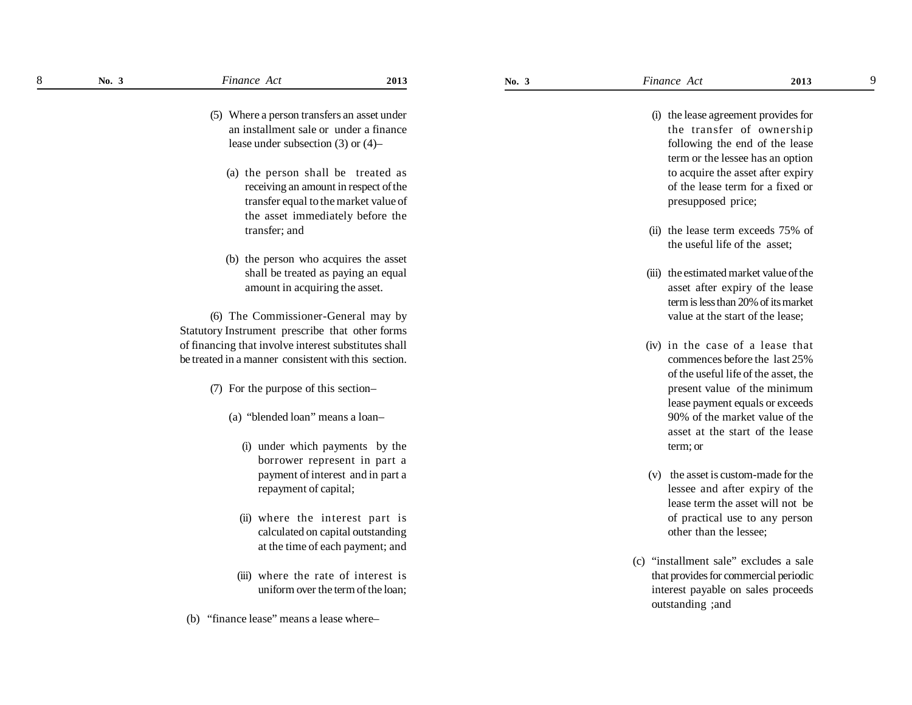(5) Where a person transfers an asset under an installment sale or under a finance lease under subsection (3) or (4)–

(a) the person shall be treated as receiving an amount in respect of the transfer equal to the market value of the asset immediately before the transfer; and

(b) the person who acquires the asset shall be treated as paying an equal amount in acquiring the asset.

(6) The Commissioner-General may by Statutory Instrument prescribe that other forms of financing that involve interest substitutes shall be treated in a manner consistent with this section.

(7) For the purpose of this section–

(a) "blended loan" means a loan–

(i) under which payments by the borrower represent in part a payment of interest and in part a repayment of capital;

(ii) where the interest part is calculated on capital outstanding at the time of each payment; and

(iii) where the rate of interest is uniform over the term of the loan;

(b) "finance lease" means a lease where–

(i) the lease agreement provides for the transfer of ownership following the end of the lease term or the lessee has an option to acquire the asset after expiry of the lease term for a fixed or presupposed price;

(ii) the lease term exceeds 75% of the useful life of the asset;

(iii) the estimated market value of the asset after expiry of the lease term is less than 20% of its market value at the start of the lease;

(iv) in the case of a lease that commences before the last 25% of the useful life of the asset, the present value of the minimum lease payment equals or exceeds 90% of the market value of the asset at the start of the lease term; or

(v) the asset is custom-made for the lessee and after expiry of the lease term the asset will not be of practical use to any person other than the lessee;

(c) "installment sale" excludes a sale that provides for commercial periodic interest payable on sales proceeds outstanding ;and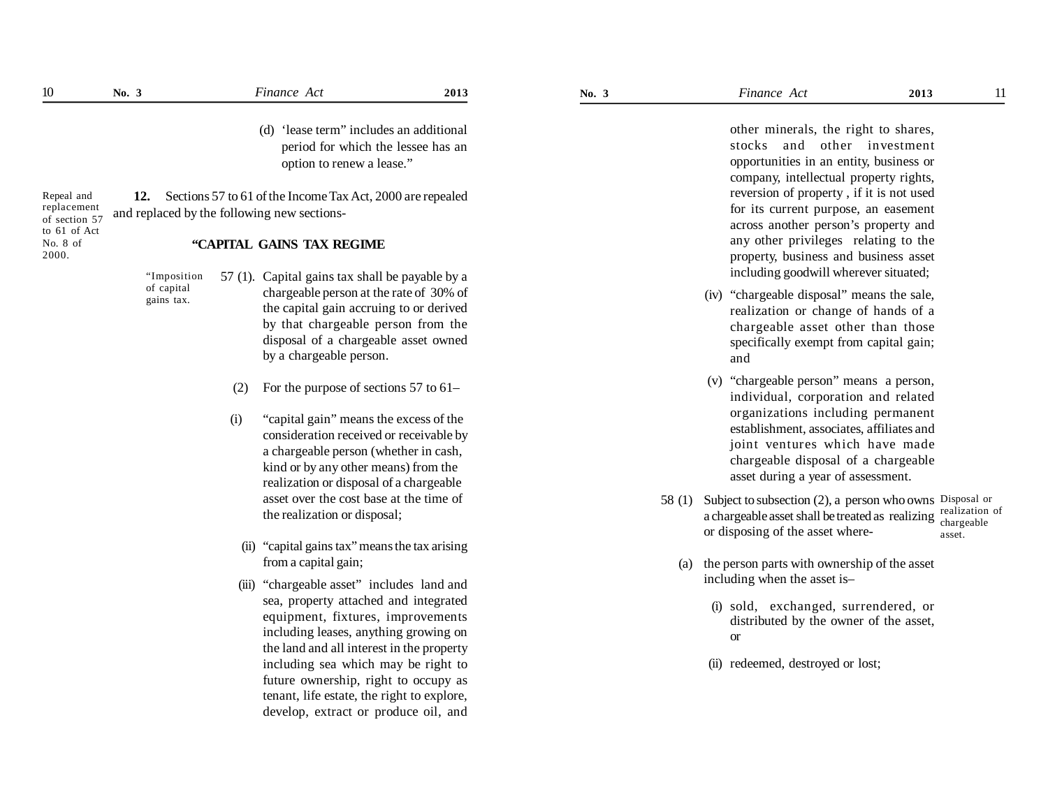(d) 'lease term" includes an additional period for which the lessee has an option to renew a lease."

*Repeal and replacement of section 57 to 61 of Act No. 8 of 2000.*

**12.** Sections 57 to 61 of the Income Tax Act, 2000 are repealed and replaced by the following new sections-

**"CAPITAL GAINS TAX REGIME**

*"Imposition of capital gains tax.*

57 (1). Capital gains tax shall be payable by a chargeable person at the rate of 30% of the capital gain accruing to or derived by that chargeable person from the disposal of a chargeable asset owned by a chargeable person.

(2) For the purpose of sections 57 to 61–

(i) "capital gain" means the excess of the consideration received or receivable by a chargeable person (whether in cash, kind or by any other means) from the realization or disposal of a chargeable asset over the cost base at the time of the realization or disposal;

(ii) "capital gains tax" means the tax arising from a capital gain;

(iii) "chargeable asset" includes land and sea, property attached and integrated equipment, fixtures, improvements including leases, anything growing on the land and all interest in the property including sea which may be right to future ownership, right to occupy as tenant, life estate, the right to explore, develop, extract or produce oil, and other minerals, the right to shares, stocks and other investment opportunities in an entity, business or company, intellectual property rights, reversion of property , if it is not used for its current purpose, an easement across another person's property and any other privileges relating to the property, business and business asset including goodwill wherever situated;

(iv) "chargeable disposal" means the sale, realization or change of hands of a chargeable asset other than those specifically exempt from capital gain; and

(v) "chargeable person" means a person, individual, corporation and related organizations including permanent establishment, associates, affiliates and joint ventures which have made chargeable disposal of a chargeable asset during a year of assessment.

*Disposal or realization of chargeable asset.*

58 (1) Subject to subsection (2), a person who owns a chargeable asset shall be treated as realizing or disposing of the asset where-

(a) the person parts with ownership of the asset including when the asset is–

(i) sold, exchanged, surrendered, or distributed by the owner of the asset, or

(ii) redeemed, destroyed or lost;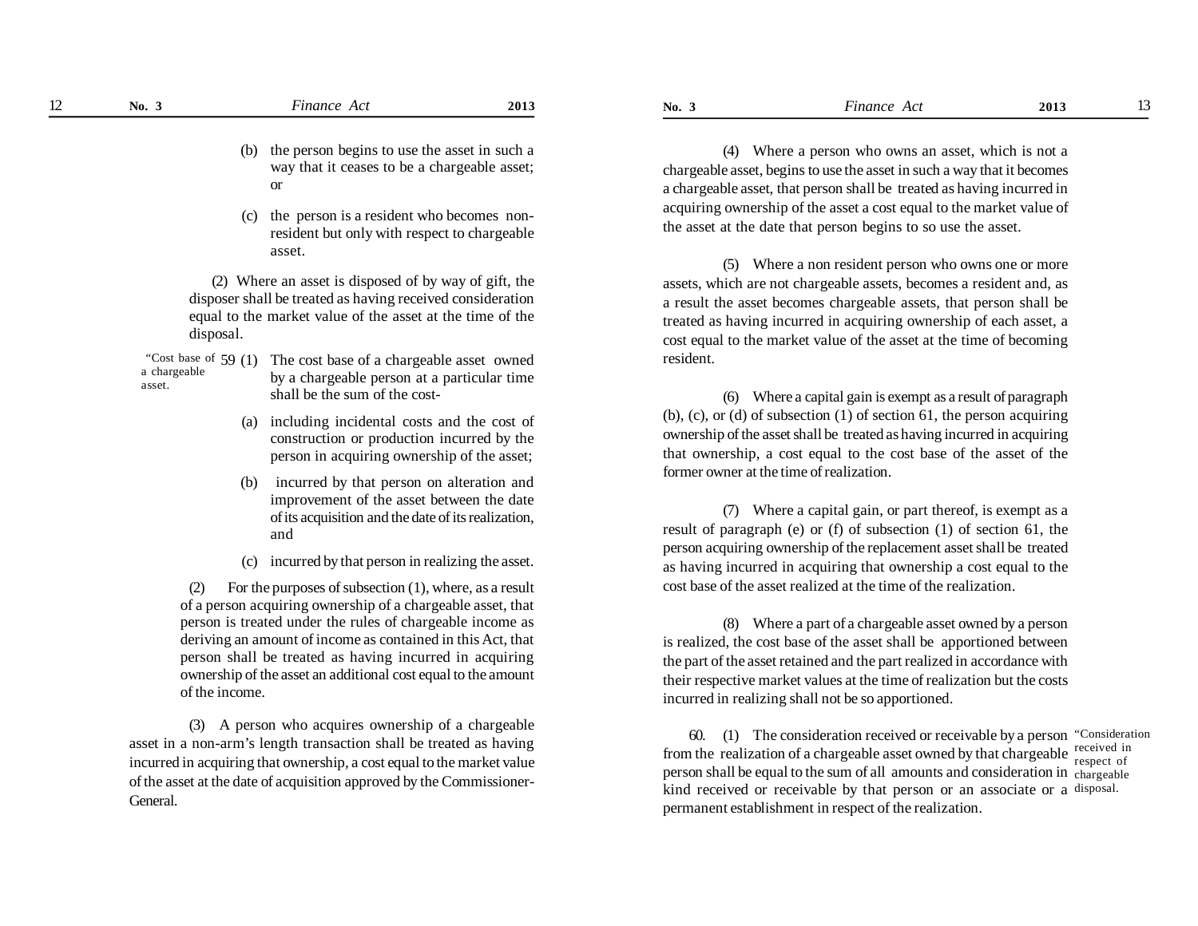(b) the person begins to use the asset in such a way that it ceases to be a chargeable asset; or

(c) the person is a resident who becomes non-resident but only with respect to chargeable asset.

(2) Where an asset is disposed of by way of gift, the disposer shall be treated as having received consideration equal to the market value of the asset at the time of the disposal.

"Cost base of a chargeable asset.

59 (1) The cost base of a chargeable asset owned by a chargeable person at a particular time shall be the sum of the cost-

(a) including incidental costs and the cost of construction or production incurred by the person in acquiring ownership of the asset;

(b) incurred by that person on alteration and improvement of the asset between the date of its acquisition and the date of its realization, and

(c) incurred by that person in realizing the asset.

(2) For the purposes of subsection (1), where, as a result of a person acquiring ownership of a chargeable asset, that person is treated under the rules of chargeable income as deriving an amount of income as contained in this Act, that person shall be treated as having incurred in acquiring ownership of the asset an additional cost equal to the amount of the income.

(3) A person who acquires ownership of a chargeable asset in a non-arm's length transaction shall be treated as having incurred in acquiring that ownership, a cost equal to the market value of the asset at the date of acquisition approved by the Commissioner-General.

(4) Where a person who owns an asset, which is not a chargeable asset, begins to use the asset in such a way that it becomes a chargeable asset, that person shall be treated as having incurred in acquiring ownership of the asset a cost equal to the market value of the asset at the date that person begins to so use the asset.

(5) Where a non resident person who owns one or more assets, which are not chargeable assets, becomes a resident and, as a result the asset becomes chargeable assets, that person shall be treated as having incurred in acquiring ownership of each asset, a cost equal to the market value of the asset at the time of becoming resident.

(6) Where a capital gain is exempt as a result of paragraph (b), (c), or (d) of subsection (1) of section 61, the person acquiring ownership of the asset shall be treated as having incurred in acquiring that ownership, a cost equal to the cost base of the asset of the former owner at the time of realization.

(7) Where a capital gain, or part thereof, is exempt as a result of paragraph (e) or (f) of subsection (1) of section 61, the person acquiring ownership of the replacement asset shall be treated as having incurred in acquiring that ownership a cost equal to the cost base of the asset realized at the time of the realization.

(8) Where a part of a chargeable asset owned by a person is realized, the cost base of the asset shall be apportioned between the part of the asset retained and the part realized in accordance with their respective market values at the time of realization but the costs incurred in realizing shall not be so apportioned.

"Consideration received in respect of chargeable disposal.

60. (1) The consideration received or receivable by a person from the realization of a chargeable asset owned by that chargeable person shall be equal to the sum of all amounts and consideration in kind received or receivable by that person or an associate or a permanent establishment in respect of the realization.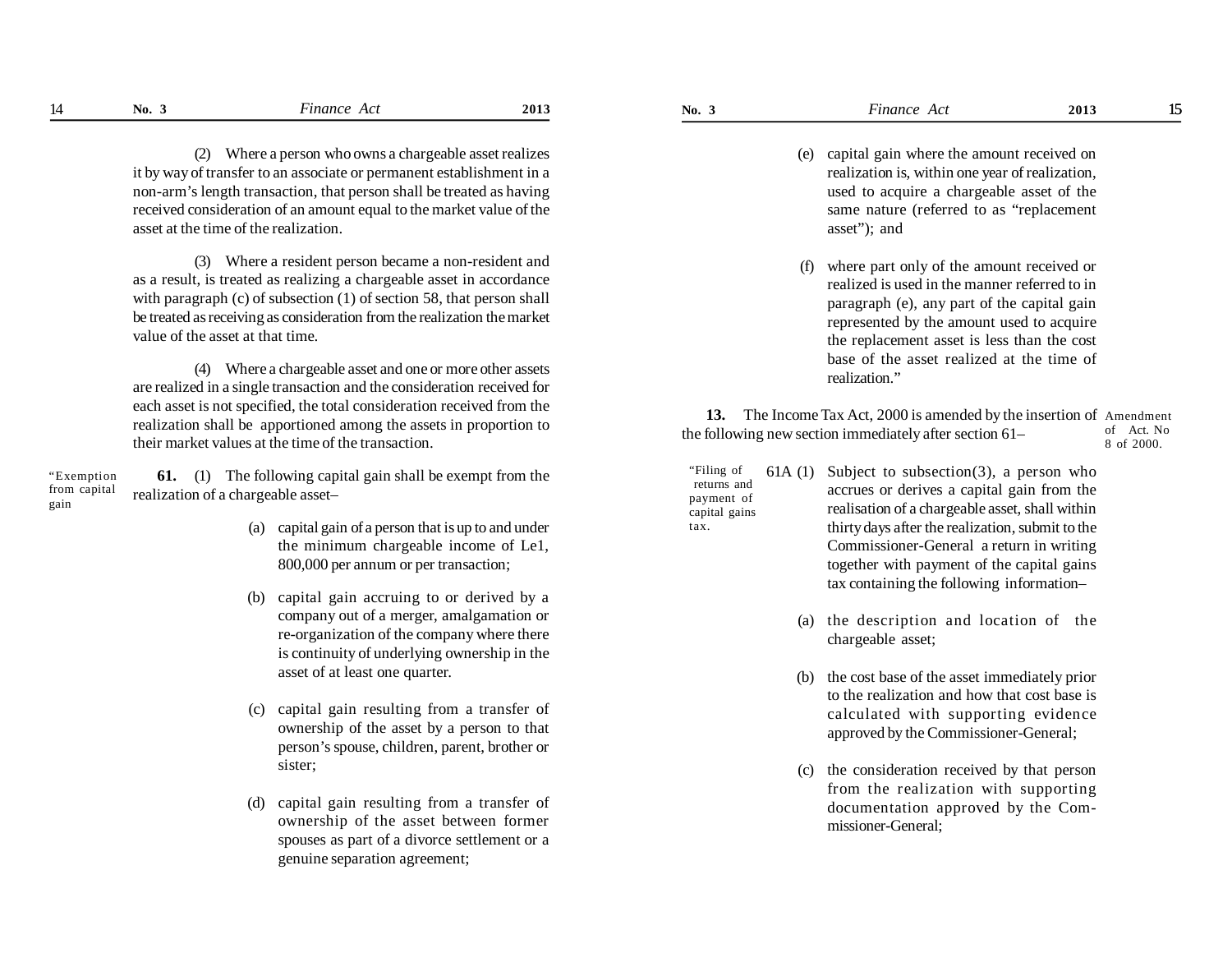(2) Where a person who owns a chargeable asset realizes it by way of transfer to an associate or permanent establishment in a non-arm's length transaction, that person shall be treated as having received consideration of an amount equal to the market value of the asset at the time of the realization.

(3) Where a resident person became a non-resident and as a result, is treated as realizing a chargeable asset in accordance with paragraph (c) of subsection (1) of section 58, that person shall be treated as receiving as consideration from the realization the market value of the asset at that time.

(4) Where a chargeable asset and one or more other assets are realized in a single transaction and the consideration received for each asset is not specified, the total consideration received from the realization shall be apportioned among the assets in proportion to their market values at the time of the transaction.

"Exemption from capital gain

**61.** (1) The following capital gain shall be exempt from the realization of a chargeable asset–

(a) capital gain of a person that is up to and under the minimum chargeable income of Le1, 800,000 per annum or per transaction;

(b) capital gain accruing to or derived by a company out of a merger, amalgamation or re-organization of the company where there is continuity of underlying ownership in the asset of at least one quarter.

(c) capital gain resulting from a transfer of ownership of the asset by a person to that person's spouse, children, parent, brother or sister;

(d) capital gain resulting from a transfer of ownership of the asset between former spouses as part of a divorce settlement or a genuine separation agreement;

(e) capital gain where the amount received on realization is, within one year of realization, used to acquire a chargeable asset of the same nature (referred to as "replacement asset"); and

(f) where part only of the amount received or realized is used in the manner referred to in paragraph (e), any part of the capital gain represented by the amount used to acquire the replacement asset is less than the cost base of the asset realized at the time of realization."

Amendment of Act. No 8 of 2000.

**13.** The Income Tax Act, 2000 is amended by the insertion of the following new section immediately after section 61–

"Filing of returns and payment of capital gains tax.

61A (1) Subject to subsection(3), a person who accrues or derives a capital gain from the realisation of a chargeable asset, shall within thirty days after the realization, submit to the Commissioner-General a return in writing together with payment of the capital gains tax containing the following information–

(a) the description and location of the chargeable asset;

(b) the cost base of the asset immediately prior to the realization and how that cost base is calculated with supporting evidence approved by the Commissioner-General;

(c) the consideration received by that person from the realization with supporting documentation approved by the Commissioner-General;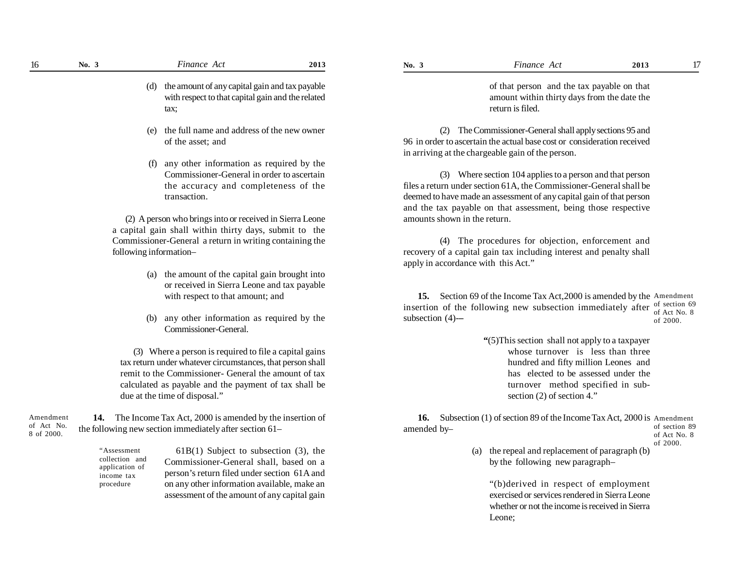(d) the amount of any capital gain and tax payable with respect to that capital gain and the related tax;

(e) the full name and address of the new owner of the asset; and

(f) any other information as required by the Commissioner-General in order to ascertain the accuracy and completeness of the transaction.

(2) A person who brings into or received in Sierra Leone a capital gain shall within thirty days, submit to the Commissioner-General a return in writing containing the following information–

(a) the amount of the capital gain brought into or received in Sierra Leone and tax payable with respect to that amount; and

(b) any other information as required by the Commissioner-General.

(3) Where a person is required to file a capital gains tax return under whatever circumstances, that person shall remit to the Commissioner- General the amount of tax calculated as payable and the payment of tax shall be due at the time of disposal."

Amendment of Act No. 8 of 2000.

**14.** The Income Tax Act, 2000 is amended by the insertion of the following new section immediately after section 61–

"Assessment collection and application of income tax procedure

61B(1) Subject to subsection (3), the Commissioner-General shall, based on a person's return filed under section 61A and on any other information available, make an assessment of the amount of any capital gain of that person and the tax payable on that amount within thirty days from the date the return is filed.

(2) The Commissioner-General shall apply sections 95 and 96 in order to ascertain the actual base cost or consideration received in arriving at the chargeable gain of the person.

(3) Where section 104 applies to a person and that person files a return under section 61A, the Commissioner-General shall be deemed to have made an assessment of any capital gain of that person and the tax payable on that assessment, being those respective amounts shown in the return.

(4) The procedures for objection, enforcement and recovery of a capital gain tax including interest and penalty shall apply in accordance with this Act."

Amendment of section 69 of Act No. 8 of 2000.

**15.** Section 69 of the Income Tax Act,2000 is amended by the insertion of the following new subsection immediately after subsection (4)-–

"(5)This section shall not apply to a taxpayer whose turnover is less than three hundred and fifty million Leones and has elected to be assessed under the turnover method specified in sub-section (2) of section 4."

Amendment of section 89 of Act No. 8 of 2000.

**16.** Subsection (1) of section 89 of the Income Tax Act, 2000 is amended by–

(a) the repeal and replacement of paragraph (b) by the following new paragraph–

"(b)derived in respect of employment exercised or services rendered in Sierra Leone whether or not the income is received in Sierra Leone;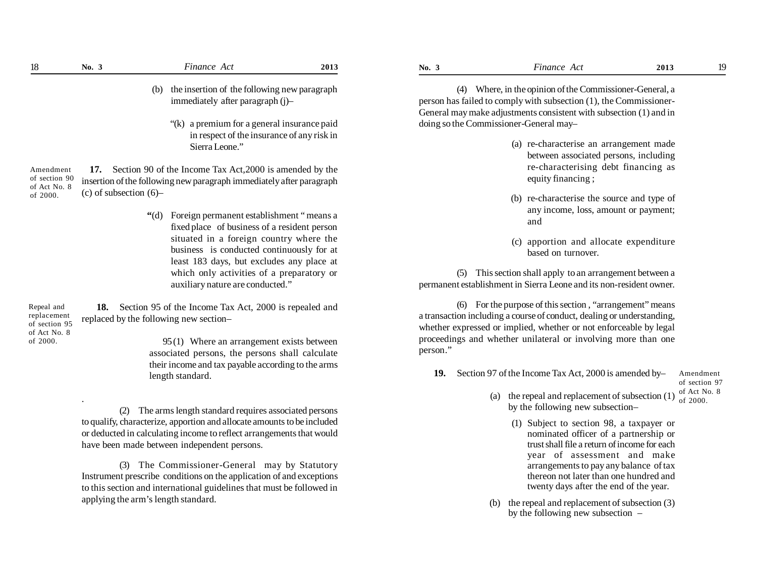(b) the insertion of the following new paragraph immediately after paragraph (j)–

"(k) a premium for a general insurance paid in respect of the insurance of any risk in Sierra Leone."

Amendment of section 90 of Act No. 8 of 2000.

**17.** Section 90 of the Income Tax Act,2000 is amended by the insertion of the following new paragraph immediately after paragraph (c) of subsection (6)–

**"**(d) Foreign permanent establishment " means a fixed place of business of a resident person situated in a foreign country where the business is conducted continuously for at least 183 days, but excludes any place at which only activities of a preparatory or auxiliary nature are conducted."

Repeal and replacement of section 95 of Act No. 8 of 2000.

**18.** Section 95 of the Income Tax Act, 2000 is repealed and replaced by the following new section–

95 (1) Where an arrangement exists between associated persons, the persons shall calculate their income and tax payable according to the arms length standard.

(2) The arms length standard requires associated persons to qualify, characterize, apportion and allocate amounts to be included or deducted in calculating income to reflect arrangements that would have been made between independent persons.

(3) The Commissioner-General may by Statutory Instrument prescribe conditions on the application of and exceptions to this section and international guidelines that must be followed in applying the arm's length standard.

(4) Where, in the opinion of the Commissioner-General, a person has failed to comply with subsection (1), the Commissioner-General may make adjustments consistent with subsection (1) and in doing so the Commissioner-General may–

(a) re-characterise an arrangement made between associated persons, including re-characterising debt financing as equity financing ;

(b) re-characterise the source and type of any income, loss, amount or payment; and

(c) apportion and allocate expenditure based on turnover.

(5) This section shall apply to an arrangement between a permanent establishment in Sierra Leone and its non-resident owner.

(6) For the purpose of this section , "arrangement" means a transaction including a course of conduct, dealing or understanding, whether expressed or implied, whether or not enforceable by legal proceedings and whether unilateral or involving more than one person."

Amendment of section 97 of Act No. 8 of 2000.

**19.** Section 97 of the Income Tax Act, 2000 is amended by–

(a) the repeal and replacement of subsection (1) by the following new subsection–

(1) Subject to section 98, a taxpayer or nominated officer of a partnership or trust shall file a return of income for each year of assessment and make arrangements to pay any balance of tax thereon not later than one hundred and twenty days after the end of the year.

(b) the repeal and replacement of subsection (3) by the following new subsection –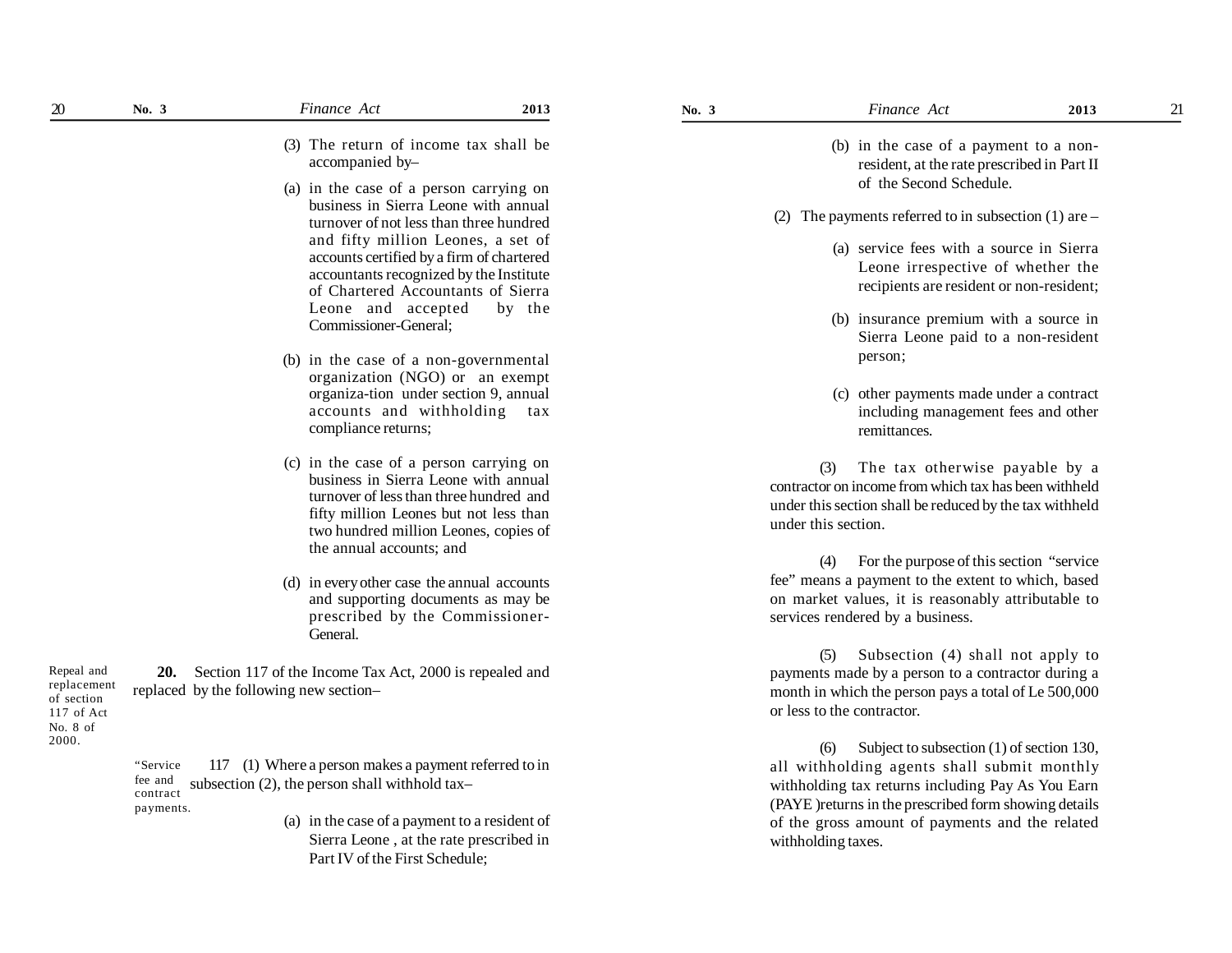(3) The return of income tax shall be accompanied by–

(a) in the case of a person carrying on business in Sierra Leone with annual turnover of not less than three hundred and fifty million Leones, a set of accounts certified by a firm of chartered accountants recognized by the Institute of Chartered Accountants of Sierra Leone and accepted by the Commissioner-General;

(b) in the case of a non-governmental organization (NGO) or an exempt organiza-tion under section 9, annual accounts and withholding tax compliance returns;

(c) in the case of a person carrying on business in Sierra Leone with annual turnover of less than three hundred and fifty million Leones but not less than two hundred million Leones, copies of the annual accounts; and

(d) in every other case the annual accounts and supporting documents as may be prescribed by the Commissioner-General.

*Repeal and replacement of section 117 of Act No. 8 of 2000.*

**20.** Section 117 of the Income Tax Act, 2000 is repealed and replaced by the following new section–

*"Service fee and contract payments.*

117 (1) Where a person makes a payment referred to in subsection (2), the person shall withhold tax–

(a) in the case of a payment to a resident of Sierra Leone , at the rate prescribed in Part IV of the First Schedule;

(b) in the case of a payment to a non-resident, at the rate prescribed in Part II of the Second Schedule.

(2) The payments referred to in subsection (1) are –

(a) service fees with a source in Sierra Leone irrespective of whether the recipients are resident or non-resident;

(b) insurance premium with a source in Sierra Leone paid to a non-resident person;

(c) other payments made under a contract including management fees and other remittances.

(3) The tax otherwise payable by a contractor on income from which tax has been withheld under this section shall be reduced by the tax withheld under this section.

(4) For the purpose of this section "service fee" means a payment to the extent to which, based on market values, it is reasonably attributable to services rendered by a business.

(5) Subsection (4) shall not apply to payments made by a person to a contractor during a month in which the person pays a total of Le 500,000 or less to the contractor.

(6) Subject to subsection (1) of section 130, all withholding agents shall submit monthly withholding tax returns including Pay As You Earn (PAYE )returns in the prescribed form showing details of the gross amount of payments and the related withholding taxes.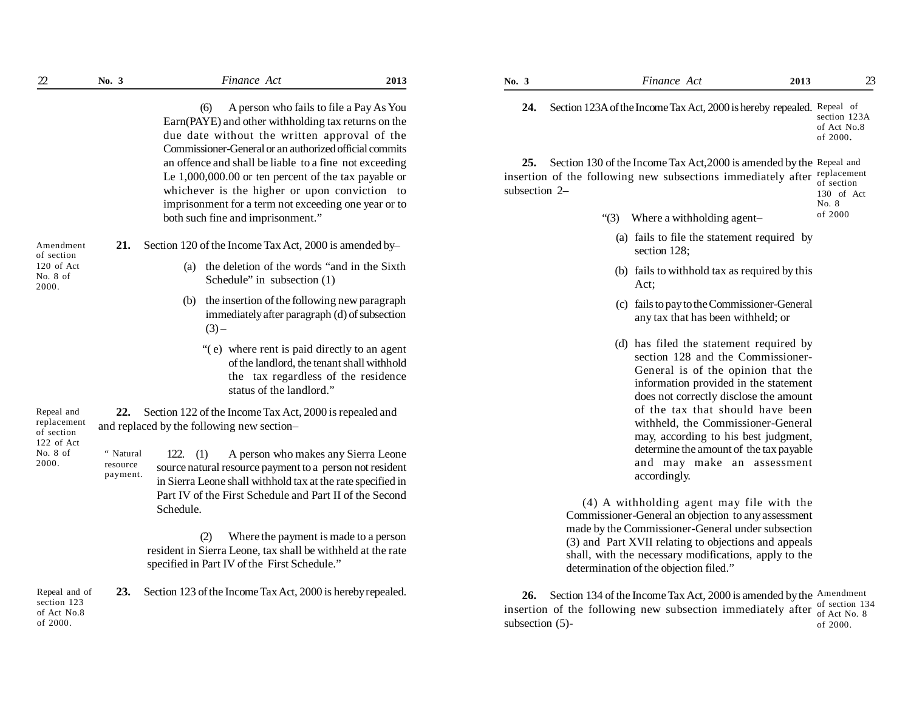(6) A person who fails to file a Pay As You Earn(PAYE) and other withholding tax returns on the due date without the written approval of the Commissioner-General or an authorized official commits an offence and shall be liable to a fine not exceeding Le 1,000,000.00 or ten percent of the tax payable or whichever is the higher or upon conviction to imprisonment for a term not exceeding one year or to both such fine and imprisonment."

*Amendment of section 120 of Act No. 8 of 2000.*

**21.** Section 120 of the Income Tax Act, 2000 is amended by–

(a) the deletion of the words "and in the Sixth Schedule" in subsection (1)

(b) the insertion of the following new paragraph immediately after paragraph (d) of subsection (3) –

"( e) where rent is paid directly to an agent of the landlord, the tenant shall withhold the tax regardless of the residence status of the landlord."

*Repeal and replacement of section 122 of Act No. 8 of 2000.*

**22.** Section 122 of the Income Tax Act, 2000 is repealed and and replaced by the following new section–

*" Natural resource payment.*

122. (1) A person who makes any Sierra Leone source natural resource payment to a person not resident in Sierra Leone shall withhold tax at the rate specified in Part IV of the First Schedule and Part II of the Second Schedule.

(2) Where the payment is made to a person resident in Sierra Leone, tax shall be withheld at the rate specified in Part IV of the First Schedule."

*Repeal and of section 123 of Act No.8 of 2000.*

**23.** Section 123 of the Income Tax Act, 2000 is hereby repealed.

*Repeal of section 123A of Act No.8 of 2000.*

**24.** Section 123A of the Income Tax Act, 2000 is hereby repealed.

*Repeal and replacement of section 130 of Act No. 8 of 2000*

**25.** Section 130 of the Income Tax Act,2000 is amended by the insertion of the following new subsections immediately after subsection 2–

"(3) Where a withholding agent–

(a) fails to file the statement required by section 128;

(b) fails to withhold tax as required by this Act;

(c) fails to pay to the Commissioner-General any tax that has been withheld; or

(d) has filed the statement required by section 128 and the Commissioner-General is of the opinion that the information provided in the statement does not correctly disclose the amount of the tax that should have been withheld, the Commissioner-General may, according to his best judgment, determine the amount of the tax payable and may make an assessment accordingly.

(4) A withholding agent may file with the Commissioner-General an objection to any assessment made by the Commissioner-General under subsection (3) and Part XVII relating to objections and appeals shall, with the necessary modifications, apply to the determination of the objection filed."

*Amendment of section 134 of Act No. 8 of 2000.*

**26.** Section 134 of the Income Tax Act, 2000 is amended by the insertion of the following new subsection immediately after subsection (5)-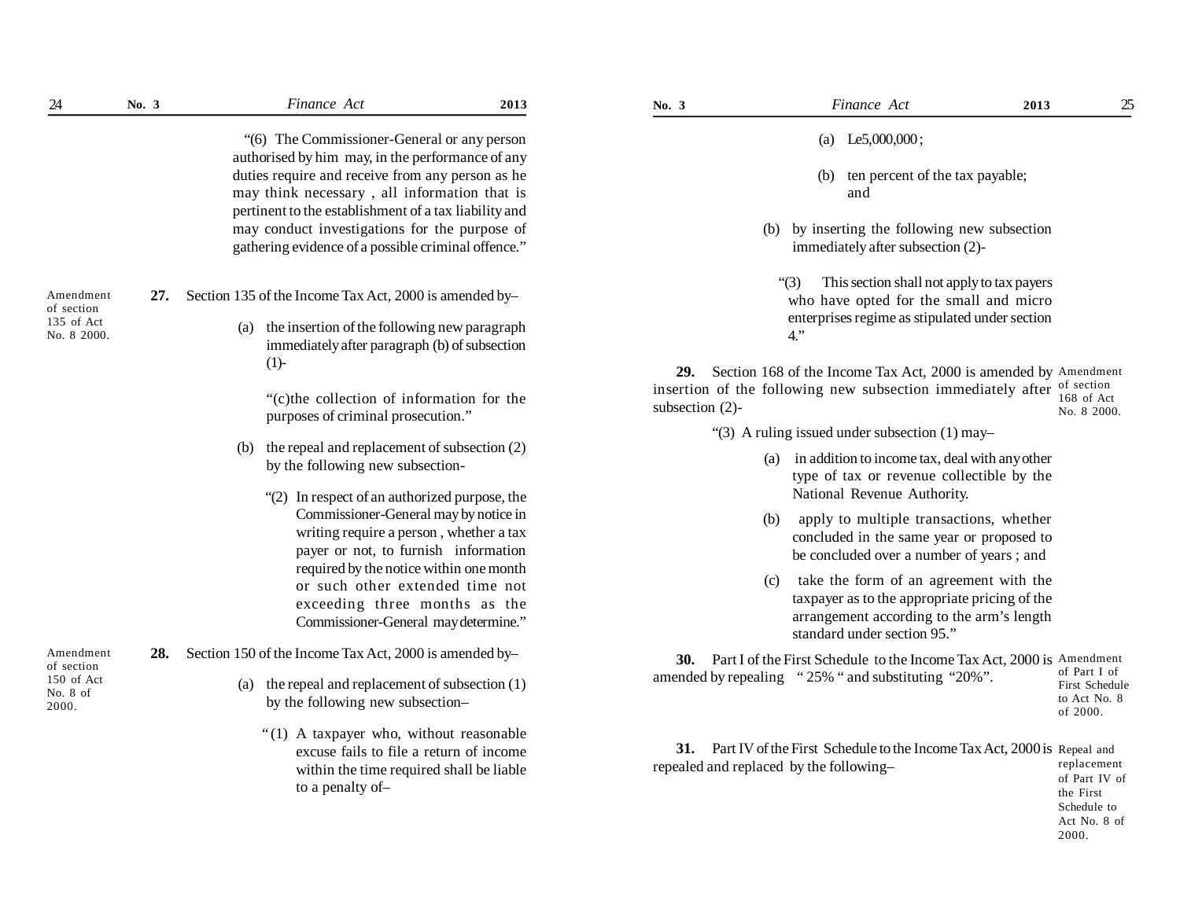"(6) The Commissioner-General or any person authorised by him may, in the performance of any duties require and receive from any person as he may think necessary , all information that is pertinent to the establishment of a tax liability and may conduct investigations for the purpose of gathering evidence of a possible criminal offence."

Amendment of section 135 of Act No. 8 2000.

**27.** Section 135 of the Income Tax Act, 2000 is amended by–

(a) the insertion of the following new paragraph immediately after paragraph (b) of subsection (1)-

"(c)the collection of information for the purposes of criminal prosecution."

(b) the repeal and replacement of subsection (2) by the following new subsection-

"(2) In respect of an authorized purpose, the Commissioner-General may by notice in writing require a person , whether a tax payer or not, to furnish information required by the notice within one month or such other extended time not exceeding three months as the Commissioner-General may determine."

Amendment of section 150 of Act No. 8 of 2000.

**28.** Section 150 of the Income Tax Act, 2000 is amended by–

(a) the repeal and replacement of subsection (1) by the following new subsection–

"(1) A taxpayer who, without reasonable excuse fails to file a return of income within the time required shall be liable to a penalty of–

(a) Le5,000,000 ;

(b) ten percent of the tax payable; and

(b) by inserting the following new subsection immediately after subsection (2)-

"(3) This section shall not apply to tax payers who have opted for the small and micro enterprises regime as stipulated under section 4."

Amendment of section 168 of Act No. 8 2000.

**29.** Section 168 of the Income Tax Act, 2000 is amended by insertion of the following new subsection immediately after subsection (2)-

"(3) A ruling issued under subsection (1) may–

(a) in addition to income tax, deal with any other type of tax or revenue collectible by the National Revenue Authority.

(b) apply to multiple transactions, whether concluded in the same year or proposed to be concluded over a number of years ; and

(c) take the form of an agreement with the taxpayer as to the appropriate pricing of the arrangement according to the arm's length standard under section 95."

Amendment of Part I of First Schedule to Act No. 8 of 2000.

**30.** Part I of the First Schedule to the Income Tax Act, 2000 is amended by repealing " 25% " and substituting "20%".

Repeal and replacement of Part IV of the First Schedule to Act No. 8 of 2000.

**31.** Part IV of the First Schedule to the Income Tax Act, 2000 is repealed and replaced by the following–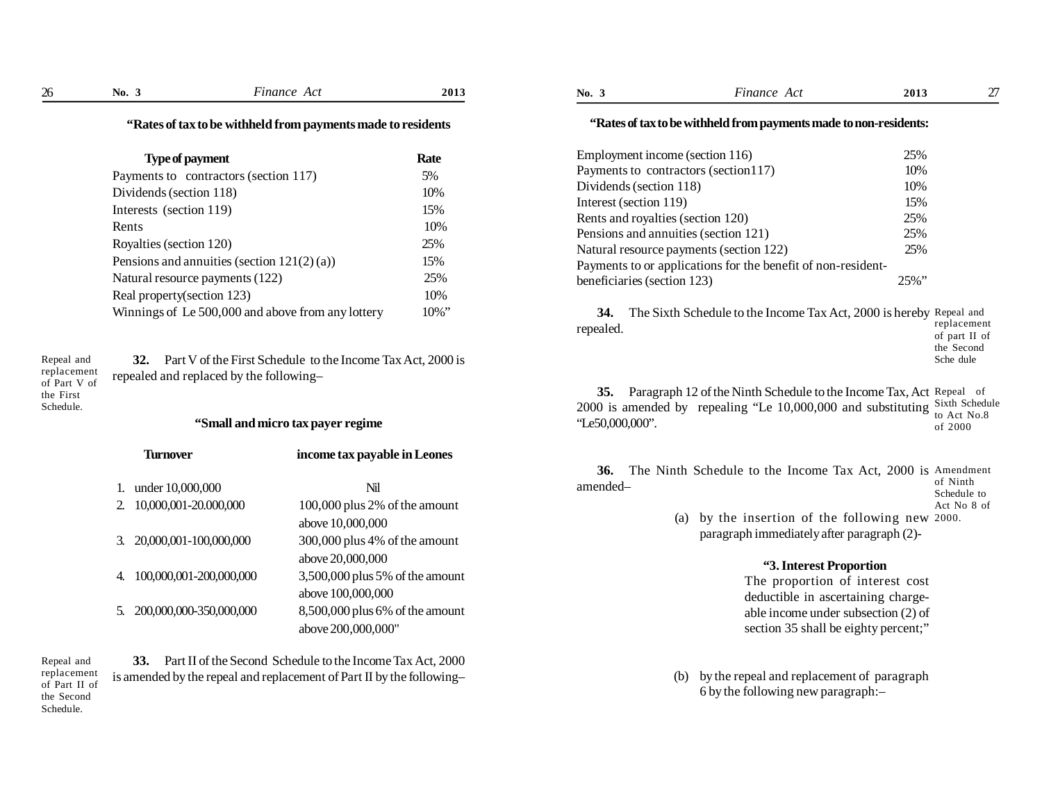**"Rates of tax to be withheld from payments made to residents**

| Type of payment | Rate |
|---|---|
| Payments to contractors (section 117) | 5% |
| Dividends (section 118) | 10% |
| Interests (section 119) | 15% |
| Rents | 10% |
| Royalties (section 120) | 25% |
| Pensions and annuities (section 121(2) (a)) | 15% |
| Natural resource payments (122) | 25% |
| Real property(section 123) | 10% |
| Winnings of Le 500,000 and above from any lottery | 10%" |

Repeal and replacement of Part V of the First Schedule.

**32.** Part V of the First Schedule to the Income Tax Act, 2000 is repealed and replaced by the following–

**"Small and micro tax payer regime**

| Turnover | income tax payable in Leones |
|---|---|
| 1. under 10,000,000 | Nil |
| 2. 10,000,001-20.000,000 | 100,000 plus 2% of the amount above 10,000,000 |
| 3. 20,000,001-100,000,000 | 300,000 plus 4% of the amount above 20,000,000 |
| 4. 100,000,001-200,000,000 | 3,500,000 plus 5% of the amount above 100,000,000 |
| 5. 200,000,000-350,000,000 | 8,500,000 plus 6% of the amount above 200,000,000" |

Repeal and replacement of Part II of the Second Schedule.

**33.** Part II of the Second Schedule to the Income Tax Act, 2000 is amended by the repeal and replacement of Part II by the following–

**"Rates of tax to be withheld from payments made to non-residents:**

| | |
|---|---|
| Employment income (section 116) | 25% |
| Payments to contractors (section117) | 10% |
| Dividends (section 118) | 10% |
| Interest (section 119) | 15% |
| Rents and royalties (section 120) | 25% |
| Pensions and annuities (section 121) | 25% |
| Natural resource payments (section 122) | 25% |
| Payments to or applications for the benefit of non-resident-beneficiaries (section 123) | 25%" |

Repeal and replacement of part II of the Second Sche dule

**34.** The Sixth Schedule to the Income Tax Act, 2000 is hereby repealed.

Repeal of Sixth Schedule to Act No.8 of 2000

**35.** Paragraph 12 of the Ninth Schedule to the Income Tax, Act 2000 is amended by repealing "Le 10,000,000 and substituting "Le50,000,000".

Amendment of Ninth Schedule to Act No 8 of 2000.

**36.** The Ninth Schedule to the Income Tax Act, 2000 is amended–

(a) by the insertion of the following new paragraph immediately after paragraph (2)-

**"3. Interest Proportion**

The proportion of interest cost deductible in ascertaining chargeable income under subsection (2) of section 35 shall be eighty percent;"

(b) by the repeal and replacement of paragraph 6 by the following new paragraph:–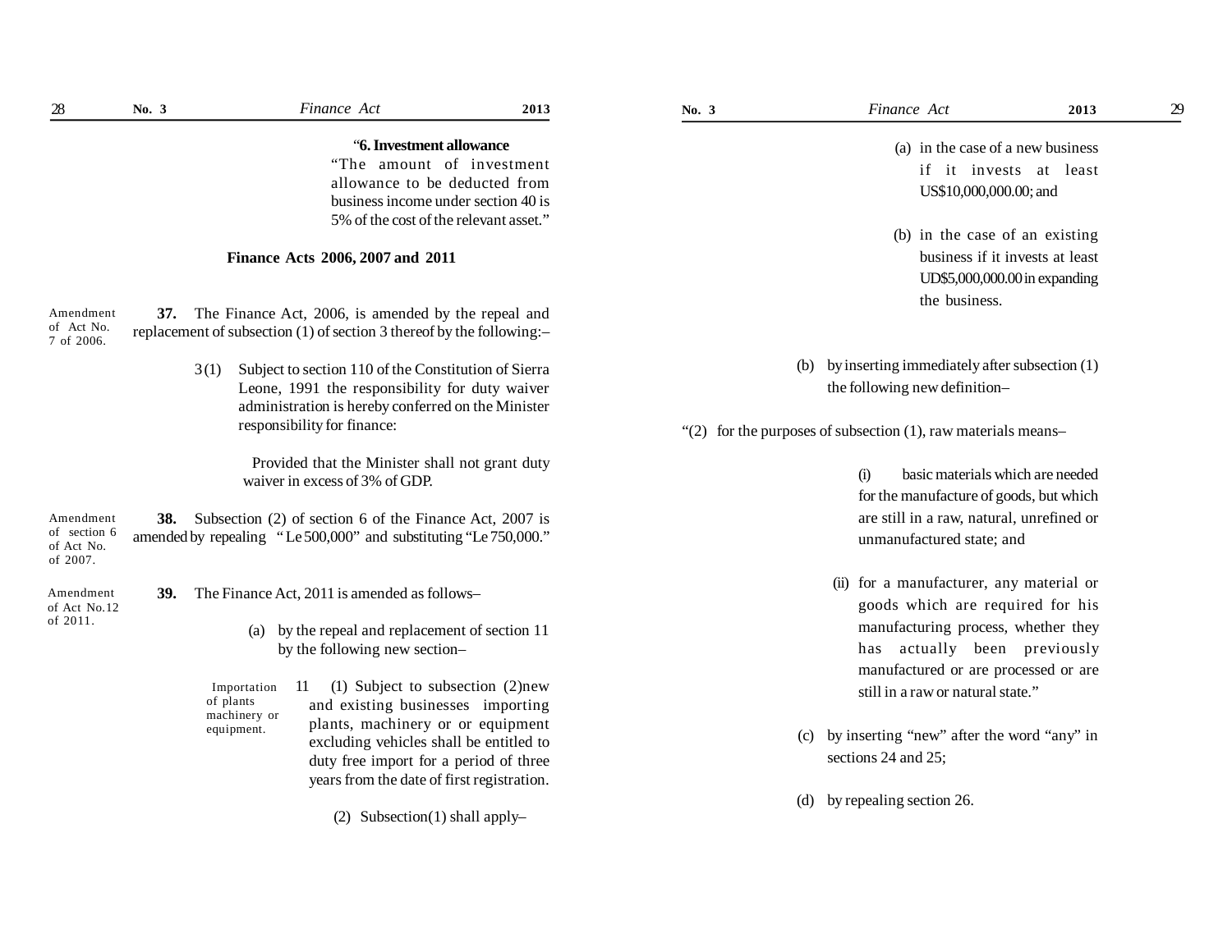"**6. Investment allowance**

"The amount of investment allowance to be deducted from business income under section 40 is 5% of the cost of the relevant asset."

## Finance Acts 2006, 2007 and 2011

Amendment of Act No. 7 of 2006.

**37.** The Finance Act, 2006, is amended by the repeal and replacement of subsection (1) of section 3 thereof by the following:–

3 (1) Subject to section 110 of the Constitution of Sierra Leone, 1991 the responsibility for duty waiver administration is hereby conferred on the Minister responsibility for finance:

Provided that the Minister shall not grant duty waiver in excess of 3% of GDP.

Amendment of section 6 of Act No. of 2007.

**38.** Subsection (2) of section 6 of the Finance Act, 2007 is amended by repealing " Le 500,000" and substituting "Le 750,000."

Amendment of Act No.12 of 2011.

**39.** The Finance Act, 2011 is amended as follows–

(a) by the repeal and replacement of section 11 by the following new section–

Importation of plants machinery or equipment.

11 (1) Subject to subsection (2)new and existing businesses importing plants, machinery or or equipment excluding vehicles shall be entitled to duty free import for a period of three years from the date of first registration.

(2) Subsection(1) shall apply–

(a) in the case of a new business if it invests at least US$10,000,000.00; and

(b) in the case of an existing business if it invests at least UD$5,000,000.00 in expanding the business.

(b) by inserting immediately after subsection (1) the following new definition–

"(2) for the purposes of subsection (1), raw materials means–

(i) basic materials which are needed for the manufacture of goods, but which are still in a raw, natural, unrefined or unmanufactured state; and

(ii) for a manufacturer, any material or goods which are required for his manufacturing process, whether they has actually been previously manufactured or are processed or are still in a raw or natural state."

(c) by inserting "new" after the word "any" in sections 24 and 25;

(d) by repealing section 26.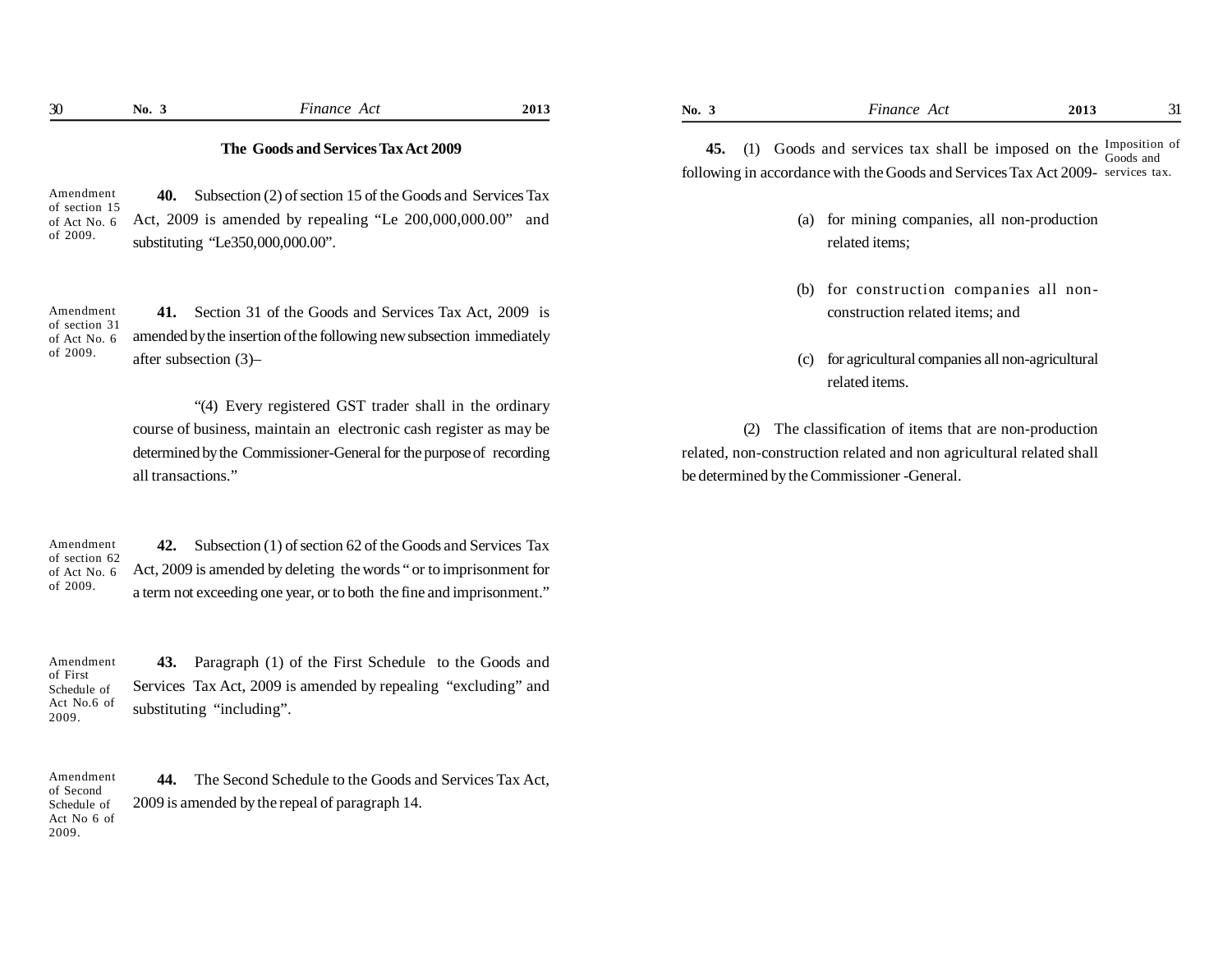## The Goods and Services Tax Act 2009

Amendment of section 15 of Act No. 6 of 2009.

**40.** Subsection (2) of section 15 of the Goods and Services Tax Act, 2009 is amended by repealing "Le 200,000,000.00" and substituting "Le350,000,000.00".

Amendment of section 31 of Act No. 6 of 2009.

**41.** Section 31 of the Goods and Services Tax Act, 2009 is amended by the insertion of the following new subsection immediately after subsection (3)–

"(4) Every registered GST trader shall in the ordinary course of business, maintain an electronic cash register as may be determined by the Commissioner-General for the purpose of recording all transactions."

Amendment of section 62 of Act No. 6 of 2009.

**42.** Subsection (1) of section 62 of the Goods and Services Tax Act, 2009 is amended by deleting the words " or to imprisonment for a term not exceeding one year, or to both the fine and imprisonment."

Amendment of First Schedule of Act No.6 of 2009.

**43.** Paragraph (1) of the First Schedule to the Goods and Services Tax Act, 2009 is amended by repealing "excluding" and substituting "including".

Amendment of Second Schedule of Act No 6 of 2009.

**44.** The Second Schedule to the Goods and Services Tax Act, 2009 is amended by the repeal of paragraph 14.

Imposition of Goods and services tax.

**45.** (1) Goods and services tax shall be imposed on the following in accordance with the Goods and Services Tax Act 2009-

(a) for mining companies, all non-production related items;

(b) for construction companies all non-construction related items; and

(c) for agricultural companies all non-agricultural related items.

(2) The classification of items that are non-production related, non-construction related and non agricultural related shall be determined by the Commissioner -General.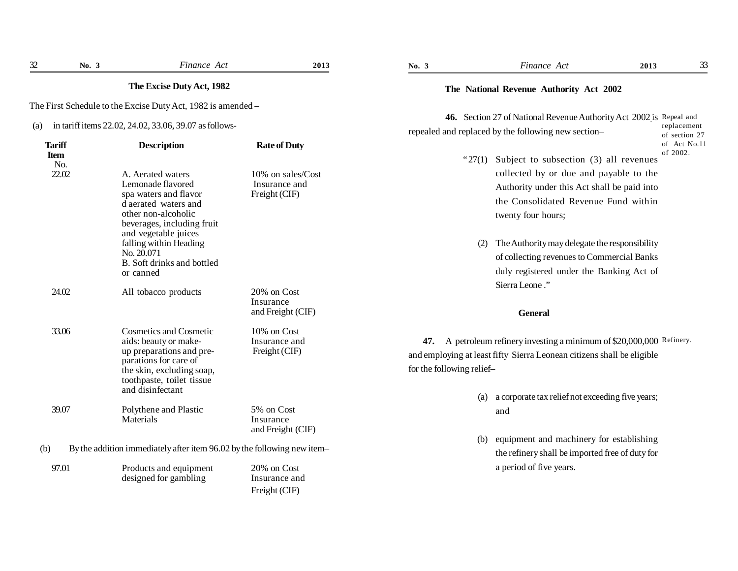### The Excise Duty Act, 1982

The First Schedule to the Excise Duty Act, 1982 is amended –

(a) in tariff items 22.02, 24.02, 33.06, 39.07 as follows-

| Tariff Item No. | Description | Rate of Duty |
|---|---|---|
| 22.02 | A. Aerated waters Lemonade flavored spa waters and flavor d aerated waters and other non-alcoholic beverages, including fruit and vegetable juices falling within Heading No. 20.071<br>B. Soft drinks and bottled or canned | 10% on sales/Cost Insurance and Freight (CIF) |
| 24.02 | All tobacco products | 20% on Cost Insurance and Freight (CIF) |
| 33.06 | Cosmetics and Cosmetic aids: beauty or make-up preparations and preparations for care of the skin, excluding soap, toothpaste, toilet tissue and disinfectant | 10% on Cost Insurance and Freight (CIF) |
| 39.07 | Polythene and Plastic Materials | 5% on Cost Insurance and Freight (CIF) |

(b) By the addition immediately after item 96.02 by the following new item–

| | | |
|---|---|---|
| 97.01 | Products and equipment designed for gambling | 20% on Cost Insurance and Freight (CIF) |

### The National Revenue Authority Act 2002

Repeal and replacement of section 27 of Act No.11 of 2002.

**46.** Section 27 of National Revenue Authority Act 2002 is repealed and replaced by the following new section–

"27(1) Subject to subsection (3) all revenues collected by or due and payable to the Authority under this Act shall be paid into the Consolidated Revenue Fund within twenty four hours;

(2) The Authority may delegate the responsibility of collecting revenues to Commercial Banks duly registered under the Banking Act of Sierra Leone ."

### General

Refinery.

**47.** A petroleum refinery investing a minimum of $20,000,000 and employing at least fifty Sierra Leonean citizens shall be eligible for the following relief–

(a) a corporate tax relief not exceeding five years; and

(b) equipment and machinery for establishing the refinery shall be imported free of duty for a period of five years.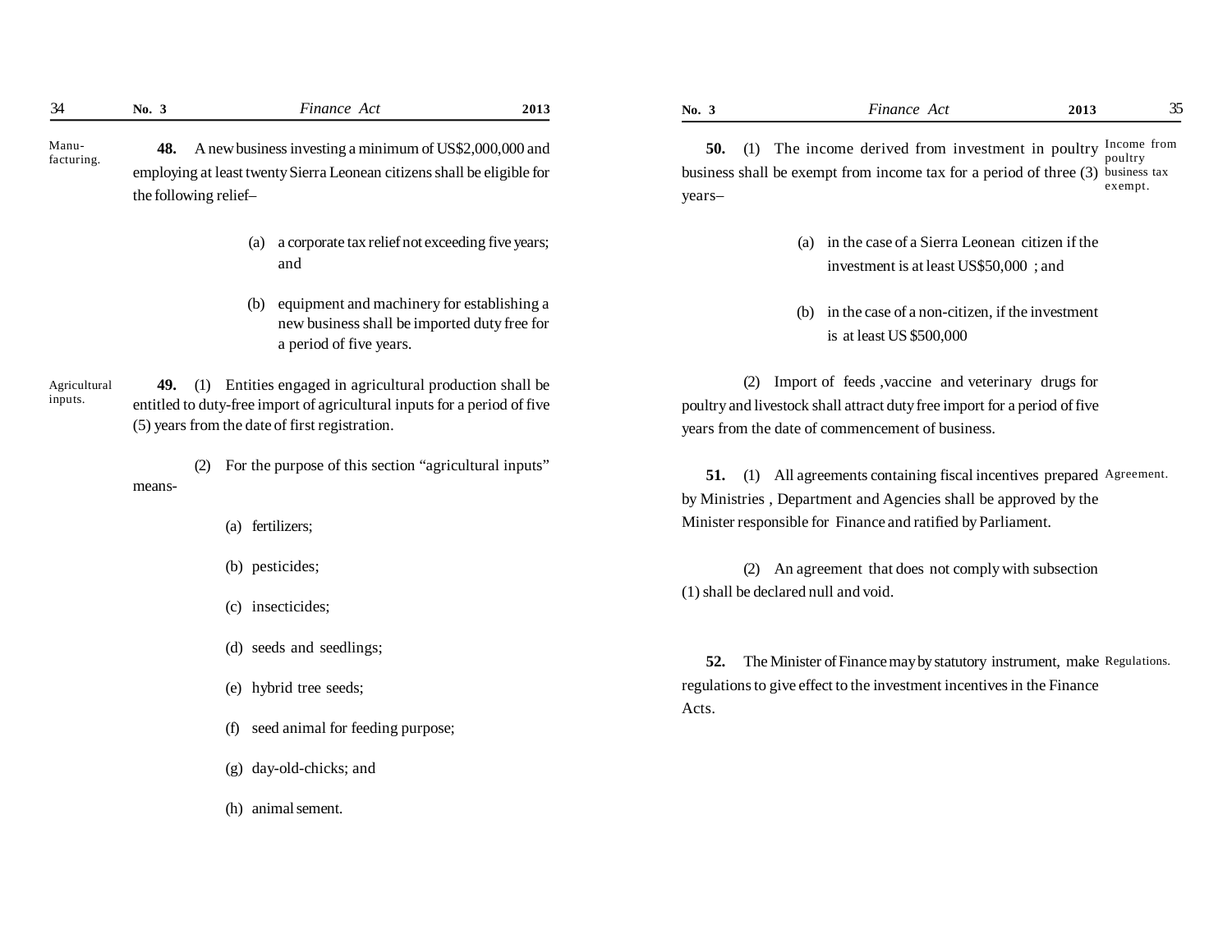Manu-facturing.

**48.** A new business investing a minimum of US$2,000,000 and employing at least twenty Sierra Leonean citizens shall be eligible for the following relief–

(a) a corporate tax relief not exceeding five years; and

(b) equipment and machinery for establishing a new business shall be imported duty free for a period of five years.

Agricultural inputs.

**49.** (1) Entities engaged in agricultural production shall be entitled to duty-free import of agricultural inputs for a period of five (5) years from the date of first registration.

(2) For the purpose of this section "agricultural inputs" means-

(a) fertilizers;

(b) pesticides;

(c) insecticides;

(d) seeds and seedlings;

(e) hybrid tree seeds;

(f) seed animal for feeding purpose;

(g) day-old-chicks; and

(h) animal sement.

Income from poultry business tax exempt.

**50.** (1) The income derived from investment in poultry business shall be exempt from income tax for a period of three (3) years–

(a) in the case of a Sierra Leonean citizen if the investment is at least US$50,000 ; and

(b) in the case of a non-citizen, if the investment is at least US $500,000

(2) Import of feeds ,vaccine and veterinary drugs for poultry and livestock shall attract duty free import for a period of five years from the date of commencement of business.

Agreement.

**51.** (1) All agreements containing fiscal incentives prepared by Ministries , Department and Agencies shall be approved by the Minister responsible for Finance and ratified by Parliament.

(2) An agreement that does not comply with subsection (1) shall be declared null and void.

Regulations.

**52.** The Minister of Finance may by statutory instrument, make regulations to give effect to the investment incentives in the Finance Acts.